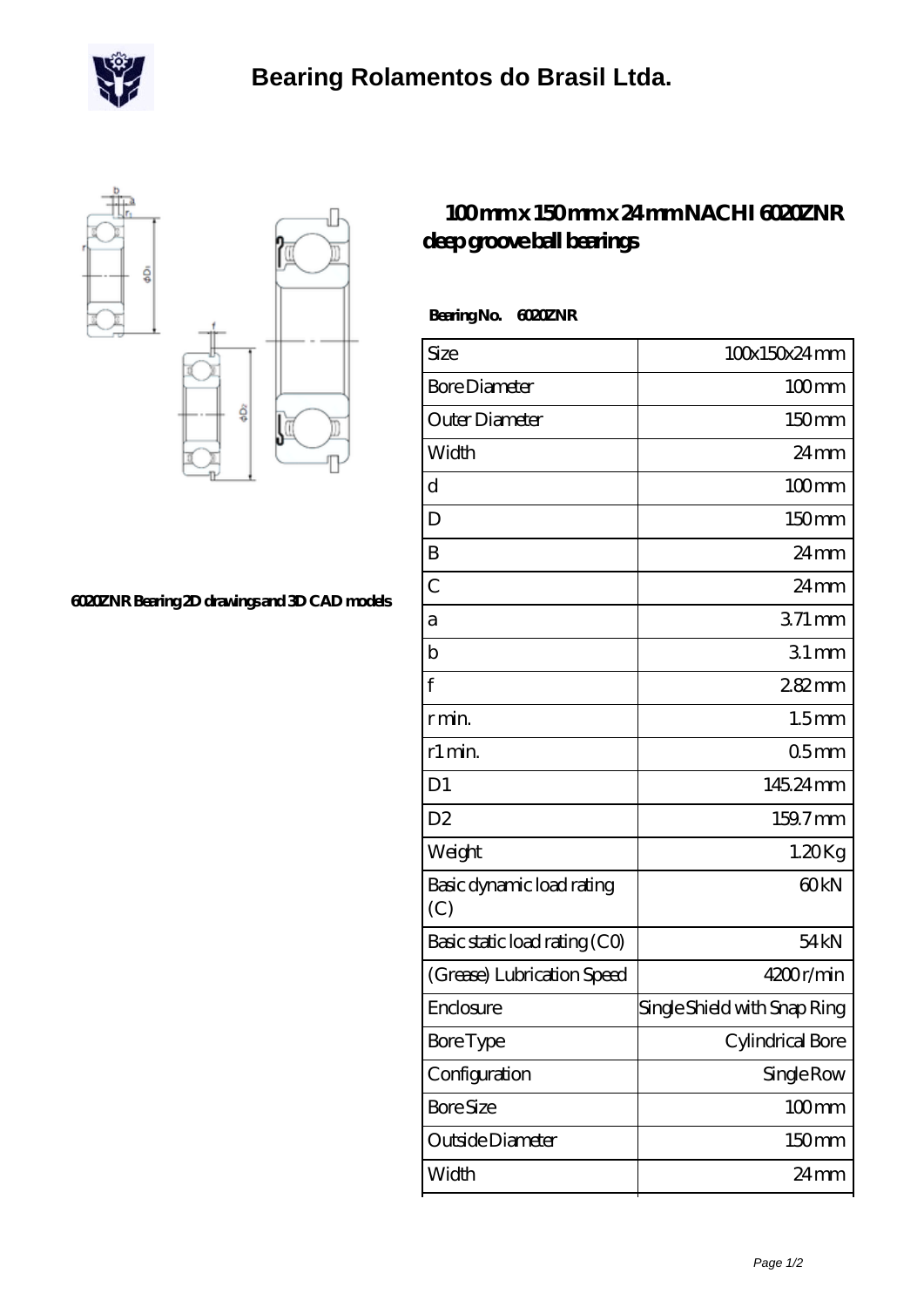# Bearing Rolamentos do Brasil Ltda.

6020ZNR Bearing 2D drawings and 3D CAD models

## 100 mm x 150 mm x 24 mm NACHI 6020ZNR deep groove ball bearings

**Bearing No. 6020ZNR**

| | |
|---|---|
| Size | 100x150x24 mm |
| Bore Diameter | 100 mm |
| Outer Diameter | 150 mm |
| Width | 24 mm |
| d | 100 mm |
| D | 150 mm |
| B | 24 mm |
| C | 24 mm |
| a | 3.71 mm |
| b | 3.1 mm |
| f | 2.82 mm |
| r min. | 1.5 mm |
| r1 min. | 0.5 mm |
| D1 | 145.24 mm |
| D2 | 159.7 mm |
| Weight | 1.20 Kg |
| Basic dynamic load rating (C) | 60 kN |
| Basic static load rating (C0) | 54 kN |
| (Grease) Lubrication Speed | 4200 r/min |
| Enclosure | Single Shield with Snap Ring |
| Bore Type | Cylindrical Bore |
| Configuration | Single Row |
| Bore Size | 100 mm |
| Outside Diameter | 150 mm |
| Width | 24 mm |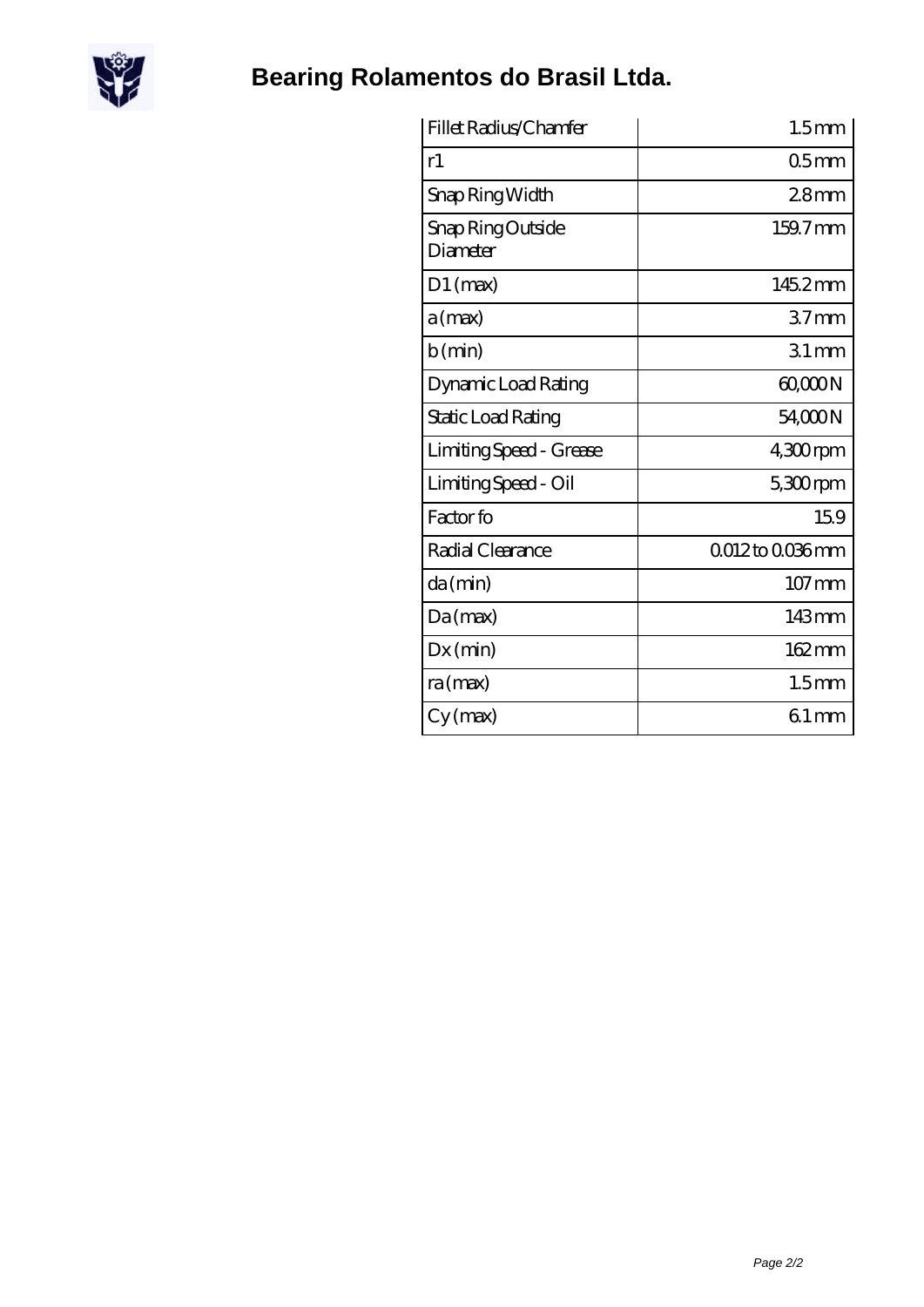# Bearing Rolamentos do Brasil Ltda.

| | |
|---|---|
| Fillet Radius/Chamfer | 1.5 mm |
| r1 | 0.5 mm |
| Snap Ring Width | 2.8 mm |
| Snap Ring Outside Diameter | 159.7 mm |
| D1 (max) | 145.2 mm |
| a (max) | 3.7 mm |
| b (min) | 3.1 mm |
| Dynamic Load Rating | 60,000 N |
| Static Load Rating | 54,000 N |
| Limiting Speed - Grease | 4,300 rpm |
| Limiting Speed - Oil | 5,300 rpm |
| Factor fo | 15.9 |
| Radial Clearance | 0.012 to 0.036 mm |
| da (min) | 107 mm |
| Da (max) | 143 mm |
| Dx (min) | 162 mm |
| ra (max) | 1.5 mm |
| Cy (max) | 6.1 mm |